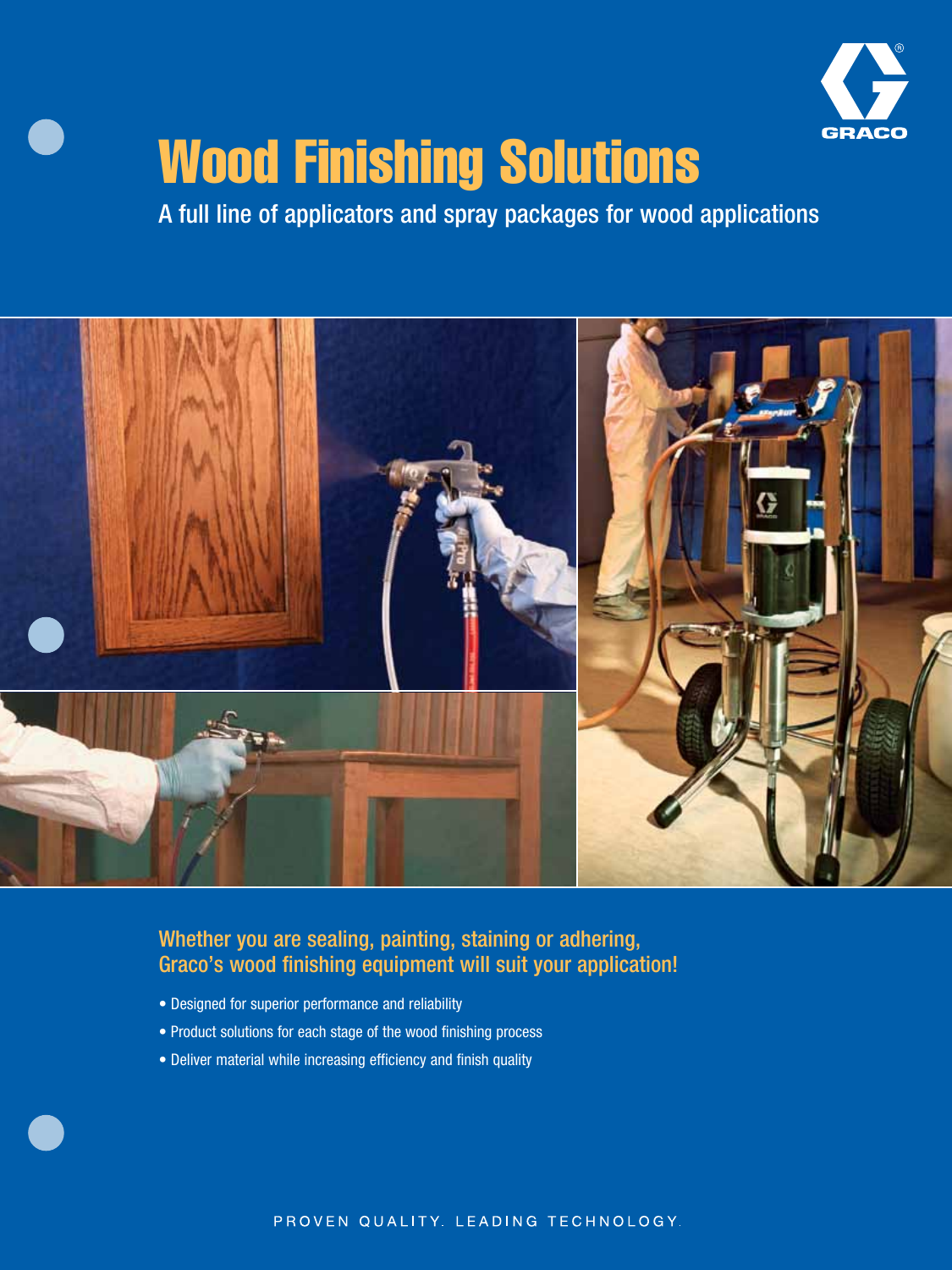GRACO

# Wood Finishing Solutions

A full line of applicators and spray packages for wood applications

## Whether you are sealing, painting, staining or adhering, Graco's wood finishing equipment will suit your application!

- Designed for superior performance and reliability
- Product solutions for each stage of the wood finishing process
- Deliver material while increasing efficiency and finish quality

PROVEN QUALITY. LEADING TECHNOLOGY.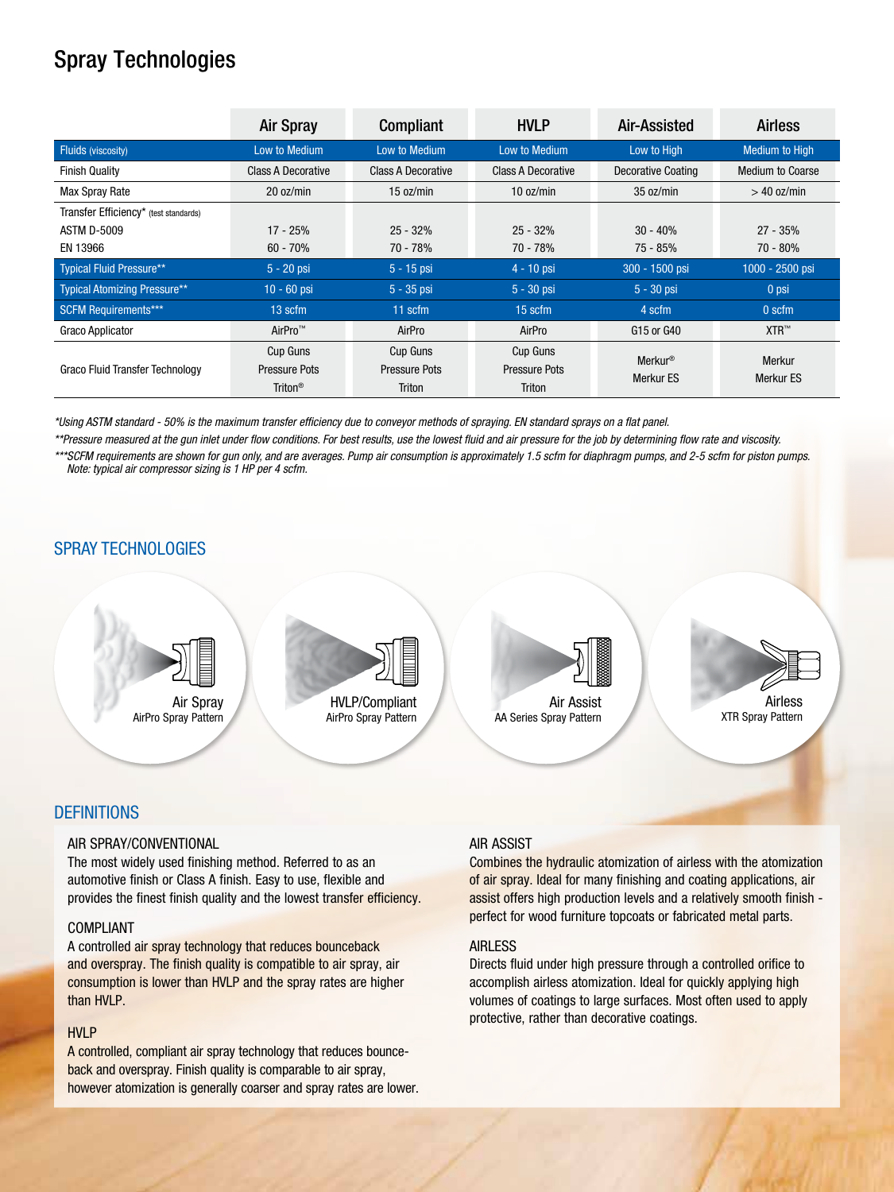# Spray Technologies

| | Air Spray | Compliant | HVLP | Air-Assisted | Airless |
|---|---|---|---|---|---|
| Fluids (viscosity) | Low to Medium | Low to Medium | Low to Medium | Low to High | Medium to High |
| Finish Quality | Class A Decorative | Class A Decorative | Class A Decorative | Decorative Coating | Medium to Coarse |
| Max Spray Rate | 20 oz/min | 15 oz/min | 10 oz/min | 35 oz/min | > 40 oz/min |
| Transfer Efficiency* (test standards) | | | | | |
| ASTM D-5009 | 17 - 25% | 25 - 32% | 25 - 32% | 30 - 40% | 27 - 35% |
| EN 13966 | 60 - 70% | 70 - 78% | 70 - 78% | 75 - 85% | 70 - 80% |
| Typical Fluid Pressure** | 5 - 20 psi | 5 - 15 psi | 4 - 10 psi | 300 - 1500 psi | 1000 - 2500 psi |
| Typical Atomizing Pressure** | 10 - 60 psi | 5 - 35 psi | 5 - 30 psi | 5 - 30 psi | 0 psi |
| SCFM Requirements*** | 13 scfm | 11 scfm | 15 scfm | 4 scfm | 0 scfm |
| Graco Applicator | AirPro™ | AirPro | AirPro | G15 or G40 | XTR™ |
| Graco Fluid Transfer Technology | Cup Guns<br>Pressure Pots<br>Triton® | Cup Guns<br>Pressure Pots<br>Triton | Cup Guns<br>Pressure Pots<br>Triton | Merkur®<br>Merkur ES | Merkur<br>Merkur ES |

*\*Using ASTM standard - 50% is the maximum transfer efficiency due to conveyor methods of spraying. EN standard sprays on a flat panel.*

*\*\*Pressure measured at the gun inlet under flow conditions. For best results, use the lowest fluid and air pressure for the job by determining flow rate and viscosity.*

*\*\*\*SCFM requirements are shown for gun only, and are averages. Pump air consumption is approximately 1.5 scfm for diaphragm pumps, and 2-5 scfm for piston pumps. Note: typical air compressor sizing is 1 HP per 4 scfm.*

## SPRAY TECHNOLOGIES

Air Spray
AirPro Spray Pattern

HVLP/Compliant
AirPro Spray Pattern

Air Assist
AA Series Spray Pattern

Airless
XTR Spray Pattern

## DEFINITIONS

### AIR SPRAY/CONVENTIONAL

The most widely used finishing method. Referred to as an automotive finish or Class A finish. Easy to use, flexible and provides the finest finish quality and the lowest transfer efficiency.

### COMPLIANT

A controlled air spray technology that reduces bounceback and overspray. The finish quality is compatible to air spray, air consumption is lower than HVLP and the spray rates are higher than HVLP.

### HVLP

A controlled, compliant air spray technology that reduces bounce-back and overspray. Finish quality is comparable to air spray, however atomization is generally coarser and spray rates are lower.

### AIR ASSIST

Combines the hydraulic atomization of airless with the atomization of air spray. Ideal for many finishing and coating applications, air assist offers high production levels and a relatively smooth finish - perfect for wood furniture topcoats or fabricated metal parts.

### AIRLESS

Directs fluid under high pressure through a controlled orifice to accomplish airless atomization. Ideal for quickly applying high volumes of coatings to large surfaces. Most often used to apply protective, rather than decorative coatings.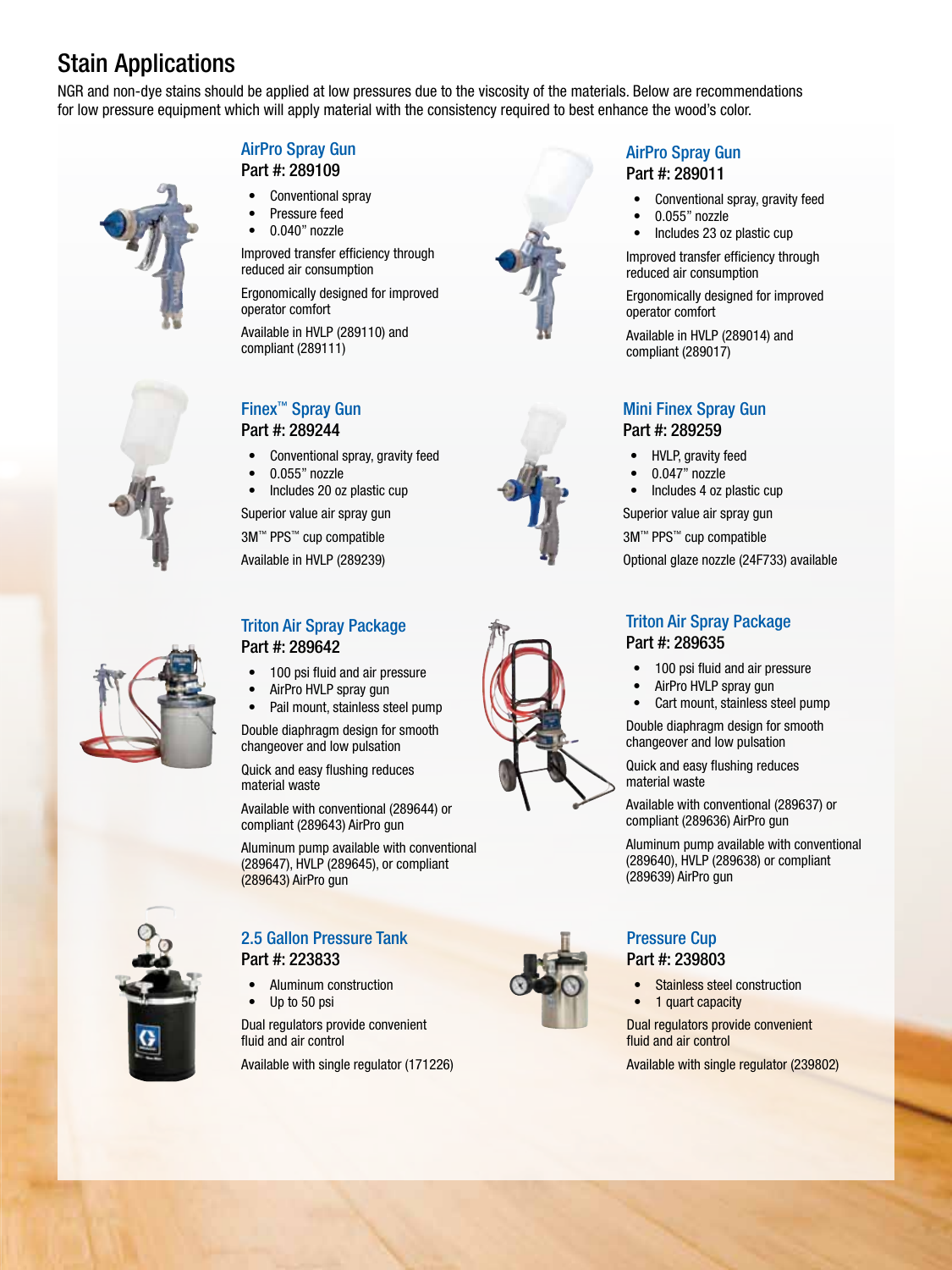# Stain Applications

NGR and non-dye stains should be applied at low pressures due to the viscosity of the materials. Below are recommendations for low pressure equipment which will apply material with the consistency required to best enhance the wood's color.

## AirPro Spray Gun

**Part #: 289109**

- Conventional spray
- Pressure feed
- 0.040" nozzle

Improved transfer efficiency through reduced air consumption

Ergonomically designed for improved operator comfort

Available in HVLP (289110) and compliant (289111)

## AirPro Spray Gun

**Part #: 289011**

- Conventional spray, gravity feed
- 0.055" nozzle
- Includes 23 oz plastic cup

Improved transfer efficiency through reduced air consumption

Ergonomically designed for improved operator comfort

Available in HVLP (289014) and compliant (289017)

## Finex™ Spray Gun

**Part #: 289244**

- Conventional spray, gravity feed
- 0.055" nozzle
- Includes 20 oz plastic cup

Superior value air spray gun

3M™ PPS™ cup compatible

Available in HVLP (289239)

## Mini Finex Spray Gun

**Part #: 289259**

- HVLP, gravity feed
- 0.047" nozzle
- Includes 4 oz plastic cup

Superior value air spray gun

3M™ PPS™ cup compatible

Optional glaze nozzle (24F733) available

## Triton Air Spray Package

**Part #: 289642**

- 100 psi fluid and air pressure
- AirPro HVLP spray gun
- Pail mount, stainless steel pump

Double diaphragm design for smooth changeover and low pulsation

Quick and easy flushing reduces material waste

Available with conventional (289644) or compliant (289643) AirPro gun

Aluminum pump available with conventional (289647), HVLP (289645), or compliant (289643) AirPro gun

## Triton Air Spray Package

**Part #: 289635**

- 100 psi fluid and air pressure
- AirPro HVLP spray gun
- Cart mount, stainless steel pump

Double diaphragm design for smooth changeover and low pulsation

Quick and easy flushing reduces material waste

Available with conventional (289637) or compliant (289636) AirPro gun

Aluminum pump available with conventional (289640), HVLP (289638) or compliant (289639) AirPro gun

## 2.5 Gallon Pressure Tank

**Part #: 223833**

- Aluminum construction
- Up to 50 psi

Dual regulators provide convenient fluid and air control

Available with single regulator (171226)

## Pressure Cup

**Part #: 239803**

- Stainless steel construction
- 1 quart capacity

Dual regulators provide convenient fluid and air control

Available with single regulator (239802)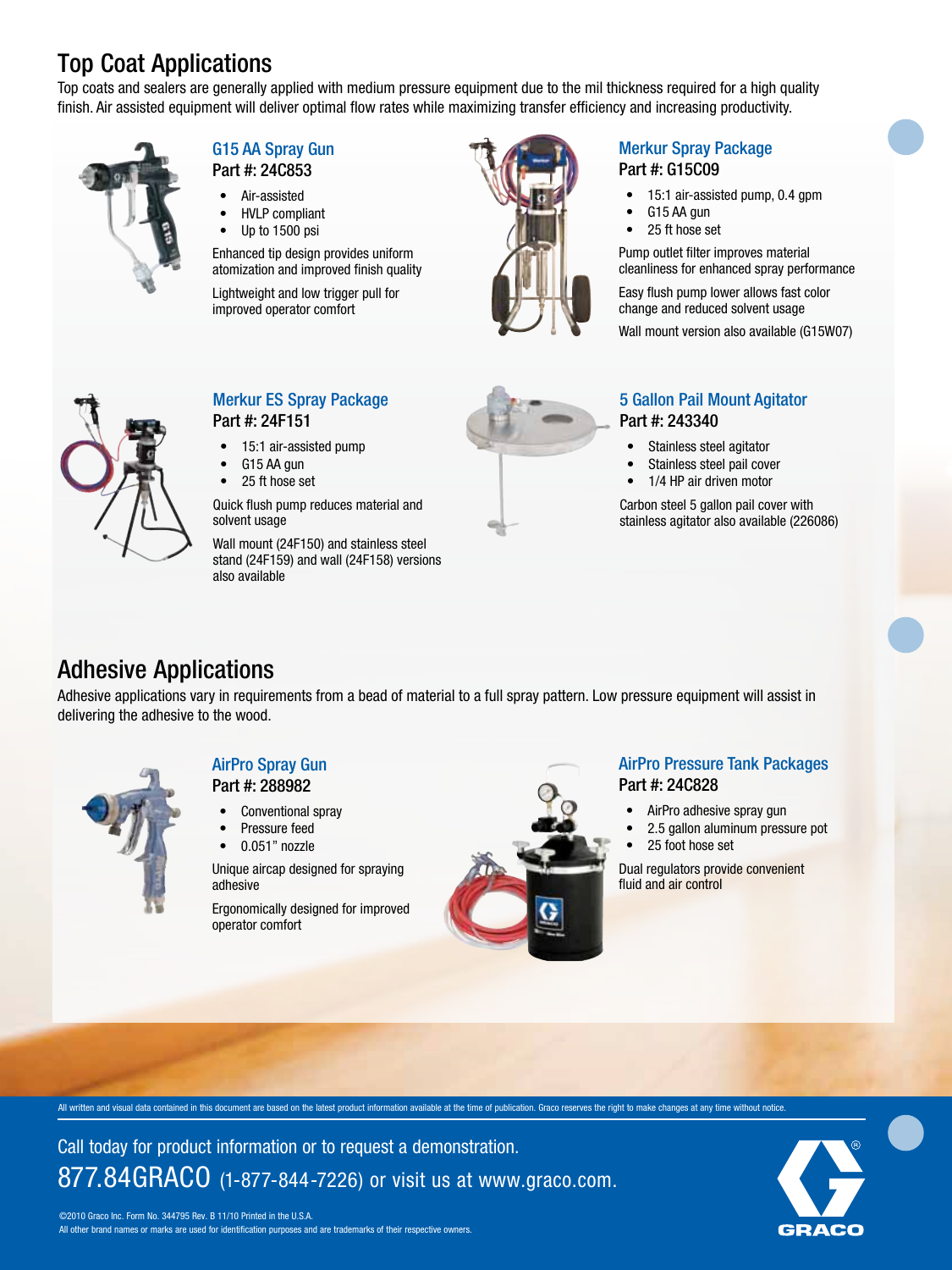## Top Coat Applications

Top coats and sealers are generally applied with medium pressure equipment due to the mil thickness required for a high quality finish. Air assisted equipment will deliver optimal flow rates while maximizing transfer efficiency and increasing productivity.

### G15 AA Spray Gun

Part #: 24C853

- Air-assisted
- HVLP compliant
- Up to 1500 psi

Enhanced tip design provides uniform atomization and improved finish quality

Lightweight and low trigger pull for improved operator comfort

### Merkur Spray Package

Part #: G15C09

- 15:1 air-assisted pump, 0.4 gpm
- G15 AA gun
- 25 ft hose set

Pump outlet filter improves material cleanliness for enhanced spray performance

Easy flush pump lower allows fast color change and reduced solvent usage

Wall mount version also available (G15W07)

### Merkur ES Spray Package

Part #: 24F151

- 15:1 air-assisted pump
- G15 AA gun
- 25 ft hose set

Quick flush pump reduces material and solvent usage

Wall mount (24F150) and stainless steel stand (24F159) and wall (24F158) versions also available

### 5 Gallon Pail Mount Agitator

Part #: 243340

- Stainless steel agitator
- Stainless steel pail cover
- 1/4 HP air driven motor

Carbon steel 5 gallon pail cover with stainless agitator also available (226086)

## Adhesive Applications

Adhesive applications vary in requirements from a bead of material to a full spray pattern. Low pressure equipment will assist in delivering the adhesive to the wood.

### AirPro Spray Gun

Part #: 288982

- Conventional spray
- Pressure feed
- 0.051" nozzle

Unique aircap designed for spraying adhesive

Ergonomically designed for improved operator comfort

### AirPro Pressure Tank Packages

Part #: 24C828

- AirPro adhesive spray gun
- 2.5 gallon aluminum pressure pot
- 25 foot hose set

Dual regulators provide convenient fluid and air control

All written and visual data contained in this document are based on the latest product information available at the time of publication. Graco reserves the right to make changes at any time without notice.

Call today for product information or to request a demonstration.

877.84GRACO (1-877-844-7226) or visit us at www.graco.com.

©2010 Graco Inc. Form No. 344795 Rev. B 11/10 Printed in the U.S.A.
All other brand names or marks are used for identification purposes and are trademarks of their respective owners.